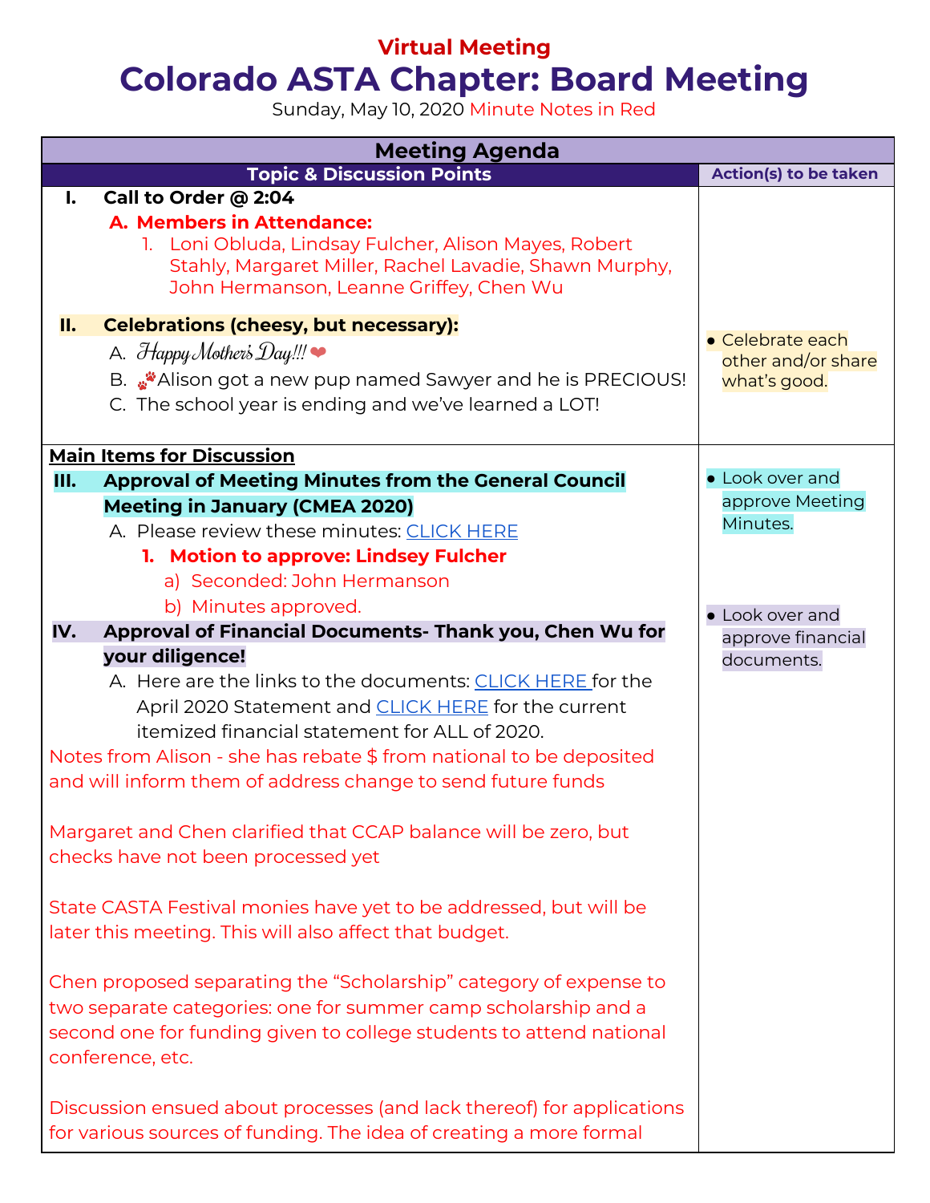# Virtual Meeting

# Colorado ASTA Chapter: Board Meeting

Sunday, May 10, 2020 Minute Notes in Red

| Meeting Agenda | |
|---|---|
| **Topic & Discussion Points** | **Action(s) to be taken** |
| **I. Call to Order @ 2:04**<br>**A. Members in Attendance:**<br>1. Loni Obluda, Lindsay Fulcher, Alison Mayes, Robert Stahly, Margaret Miller, Rachel Lavadie, Shawn Murphy, John Hermanson, Leanne Griffey, Chen Wu<br><br>**II. Celebrations (cheesy, but necessary):**<br>A. *Happy Mother's Day!!!* ❤<br>B. 🐾Alison got a new pup named Sawyer and he is PRECIOUS!<br>C. The school year is ending and we've learned a LOT! | • Celebrate each other and/or share what's good. |
| **Main Items for Discussion**<br>**III. Approval of Meeting Minutes from the General Council Meeting in January (CMEA 2020)**<br>A. Please review these minutes: CLICK HERE<br>**1. Motion to approve: Lindsey Fulcher**<br>a) Seconded: John Hermanson<br>b) Minutes approved.<br>**IV. Approval of Financial Documents- Thank you, Chen Wu for your diligence!**<br>A. Here are the links to the documents: CLICK HERE for the April 2020 Statement and CLICK HERE for the current itemized financial statement for ALL of 2020.<br>Notes from Alison - she has rebate $ from national to be deposited and will inform them of address change to send future funds<br><br>Margaret and Chen clarified that CCAP balance will be zero, but checks have not been processed yet<br><br>State CASTA Festival monies have yet to be addressed, but will be later this meeting. This will also affect that budget.<br><br>Chen proposed separating the "Scholarship" category of expense to two separate categories: one for summer camp scholarship and a second one for funding given to college students to attend national conference, etc.<br><br>Discussion ensued about processes (and lack thereof) for applications for various sources of funding. The idea of creating a more formal | • Look over and approve Meeting Minutes.<br><br>• Look over and approve financial documents. |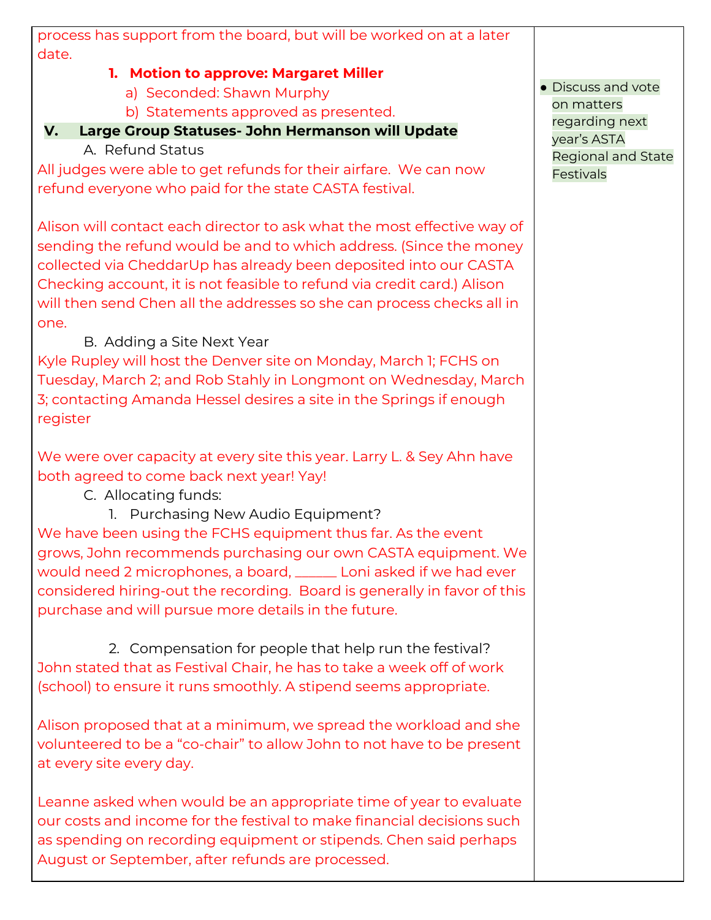| | |
|---|---|
| process has support from the board, but will be worked on at a later date.<br><br>**1. Motion to approve: Margaret Miller**<br>a) Seconded: Shawn Murphy<br>b) Statements approved as presented.<br><br>**V. Large Group Statuses- John Hermanson will Update**<br><br>A. Refund Status<br><br>All judges were able to get refunds for their airfare. We can now refund everyone who paid for the state CASTA festival.<br><br>Alison will contact each director to ask what the most effective way of sending the refund would be and to which address. (Since the money collected via CheddarUp has already been deposited into our CASTA Checking account, it is not feasible to refund via credit card.) Alison will then send Chen all the addresses so she can process checks all in one.<br><br>B. Adding a Site Next Year<br><br>Kyle Rupley will host the Denver site on Monday, March 1; FCHS on Tuesday, March 2; and Rob Stahly in Longmont on Wednesday, March 3; contacting Amanda Hessel desires a site in the Springs if enough register<br><br>We were over capacity at every site this year. Larry L. & Sey Ahn have both agreed to come back next year! Yay!<br><br>C. Allocating funds:<br><br>1. Purchasing New Audio Equipment?<br><br>We have been using the FCHS equipment thus far. As the event grows, John recommends purchasing our own CASTA equipment. We would need 2 microphones, a board, ______ Loni asked if we had ever considered hiring-out the recording. Board is generally in favor of this purchase and will pursue more details in the future.<br><br>2. Compensation for people that help run the festival?<br><br>John stated that as Festival Chair, he has to take a week off of work (school) to ensure it runs smoothly. A stipend seems appropriate.<br><br>Alison proposed that at a minimum, we spread the workload and she volunteered to be a "co-chair" to allow John to not have to be present at every site every day.<br><br>Leanne asked when would be an appropriate time of year to evaluate our costs and income for the festival to make financial decisions such as spending on recording equipment or stipends. Chen said perhaps August or September, after refunds are processed. | • Discuss and vote on matters regarding next year's ASTA Regional and State Festivals |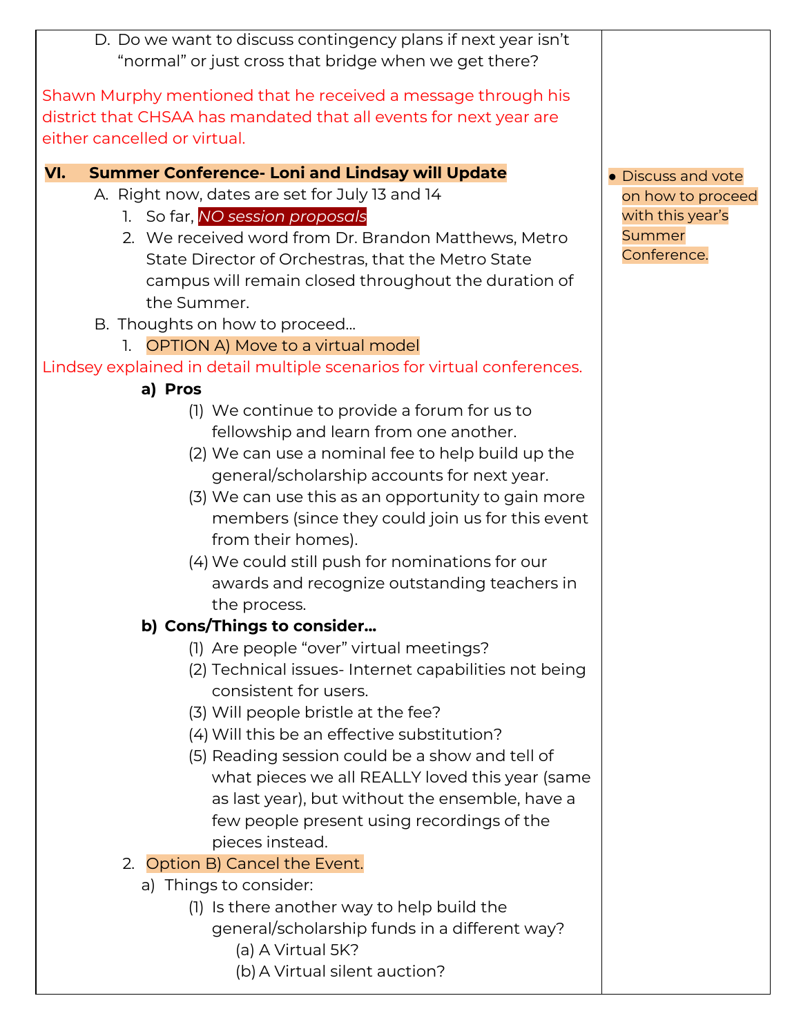| | |
|---|---|
| D. Do we want to discuss contingency plans if next year isn't "normal" or just cross that bridge when we get there?<br><br>Shawn Murphy mentioned that he received a message through his district that CHSAA has mandated that all events for next year are either cancelled or virtual.<br><br>**VI. Summer Conference- Loni and Lindsay will Update**<br>A. Right now, dates are set for July 13 and 14<br>1. So far, *NO session proposals*<br>2. We received word from Dr. Brandon Matthews, Metro State Director of Orchestras, that the Metro State campus will remain closed throughout the duration of the Summer.<br>B. Thoughts on how to proceed...<br>1. OPTION A) Move to a virtual model<br>Lindsey explained in detail multiple scenarios for virtual conferences.<br>**a) Pros**<br>(1) We continue to provide a forum for us to fellowship and learn from one another.<br>(2) We can use a nominal fee to help build up the general/scholarship accounts for next year.<br>(3) We can use this as an opportunity to gain more members (since they could join us for this event from their homes).<br>(4) We could still push for nominations for our awards and recognize outstanding teachers in the process.<br>**b) Cons/Things to consider...**<br>(1) Are people "over" virtual meetings?<br>(2) Technical issues- Internet capabilities not being consistent for users.<br>(3) Will people bristle at the fee?<br>(4) Will this be an effective substitution?<br>(5) Reading session could be a show and tell of what pieces we all REALLY loved this year (same as last year), but without the ensemble, have a few people present using recordings of the pieces instead.<br>2. Option B) Cancel the Event.<br>a) Things to consider:<br>(1) Is there another way to help build the general/scholarship funds in a different way?<br>(a) A Virtual 5K?<br>(b) A Virtual silent auction? | • Discuss and vote on how to proceed with this year's Summer Conference. |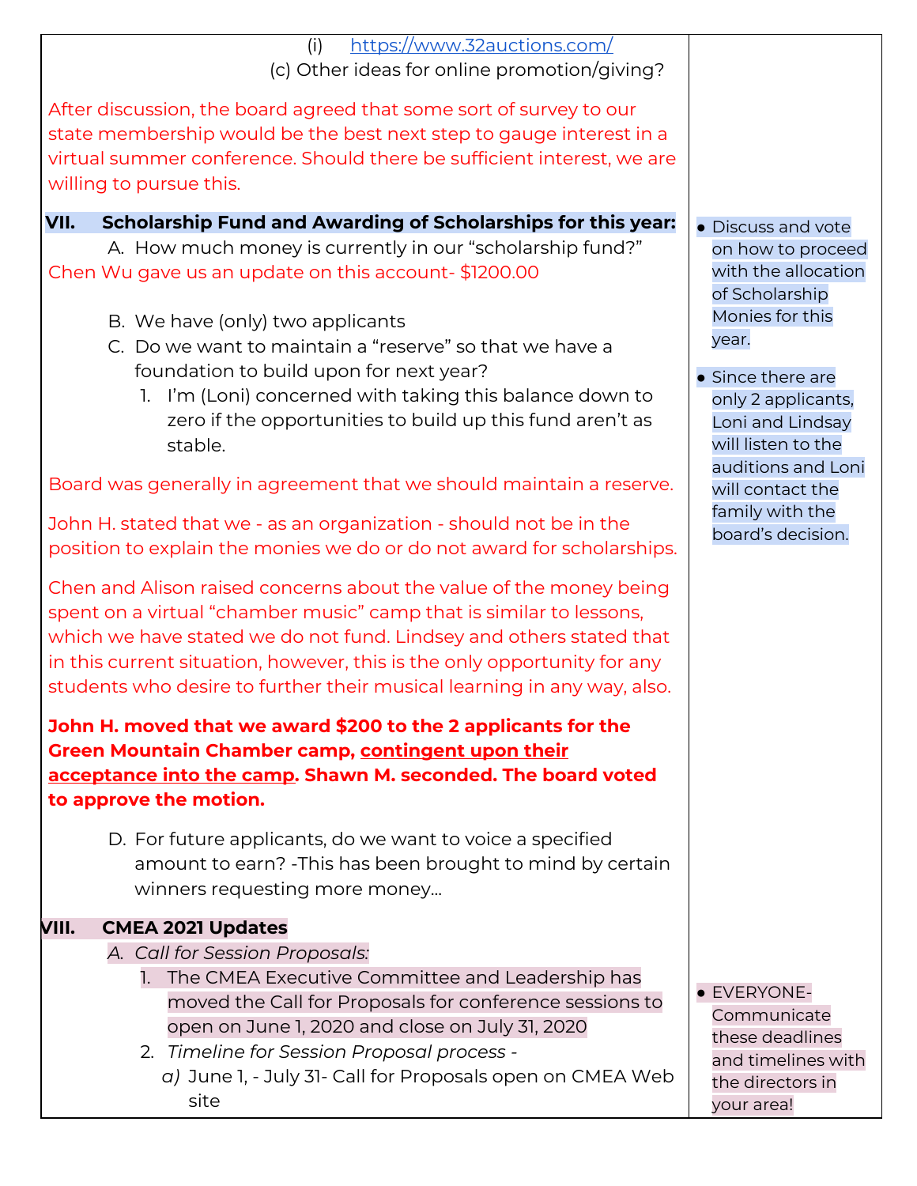| | |
|---|---|
| (i) [https://www.32auctions.com/](https://www.32auctions.com/)<br>(c) Other ideas for online promotion/giving?<br><br>After discussion, the board agreed that some sort of survey to our state membership would be the best next step to gauge interest in a virtual summer conference. Should there be sufficient interest, we are willing to pursue this. | |
| **VII. Scholarship Fund and Awarding of Scholarships for this year:**<br>A. How much money is currently in our "scholarship fund?"<br>Chen Wu gave us an update on this account- $1200.00<br><br>B. We have (only) two applicants<br>C. Do we want to maintain a "reserve" so that we have a foundation to build upon for next year?<br>1. I'm (Loni) concerned with taking this balance down to zero if the opportunities to build up this fund aren't as stable.<br><br>Board was generally in agreement that we should maintain a reserve.<br><br>John H. stated that we - as an organization - should not be in the position to explain the monies we do or do not award for scholarships.<br><br>Chen and Alison raised concerns about the value of the money being spent on a virtual "chamber music" camp that is similar to lessons, which we have stated we do not fund. Lindsey and others stated that in this current situation, however, this is the only opportunity for any students who desire to further their musical learning in any way, also.<br><br>**John H. moved that we award $200 to the 2 applicants for the Green Mountain Chamber camp, <u>contingent upon their acceptance into the camp</u>. Shawn M. seconded. The board voted to approve the motion.**<br><br>D. For future applicants, do we want to voice a specified amount to earn? -This has been brought to mind by certain winners requesting more money... | • Discuss and vote on how to proceed with the allocation of Scholarship Monies for this year.<br><br>• Since there are only 2 applicants, Loni and Lindsay will listen to the auditions and Loni will contact the family with the board's decision. |
| **VIII. CMEA 2021 Updates**<br>*A. Call for Session Proposals:*<br>1. The CMEA Executive Committee and Leadership has moved the Call for Proposals for conference sessions to open on June 1, 2020 and close on July 31, 2020<br>2. *Timeline for Session Proposal process -*<br>*a)* June 1, - July 31- Call for Proposals open on CMEA Web site | • EVERYONE- Communicate these deadlines and timelines with the directors in your area! |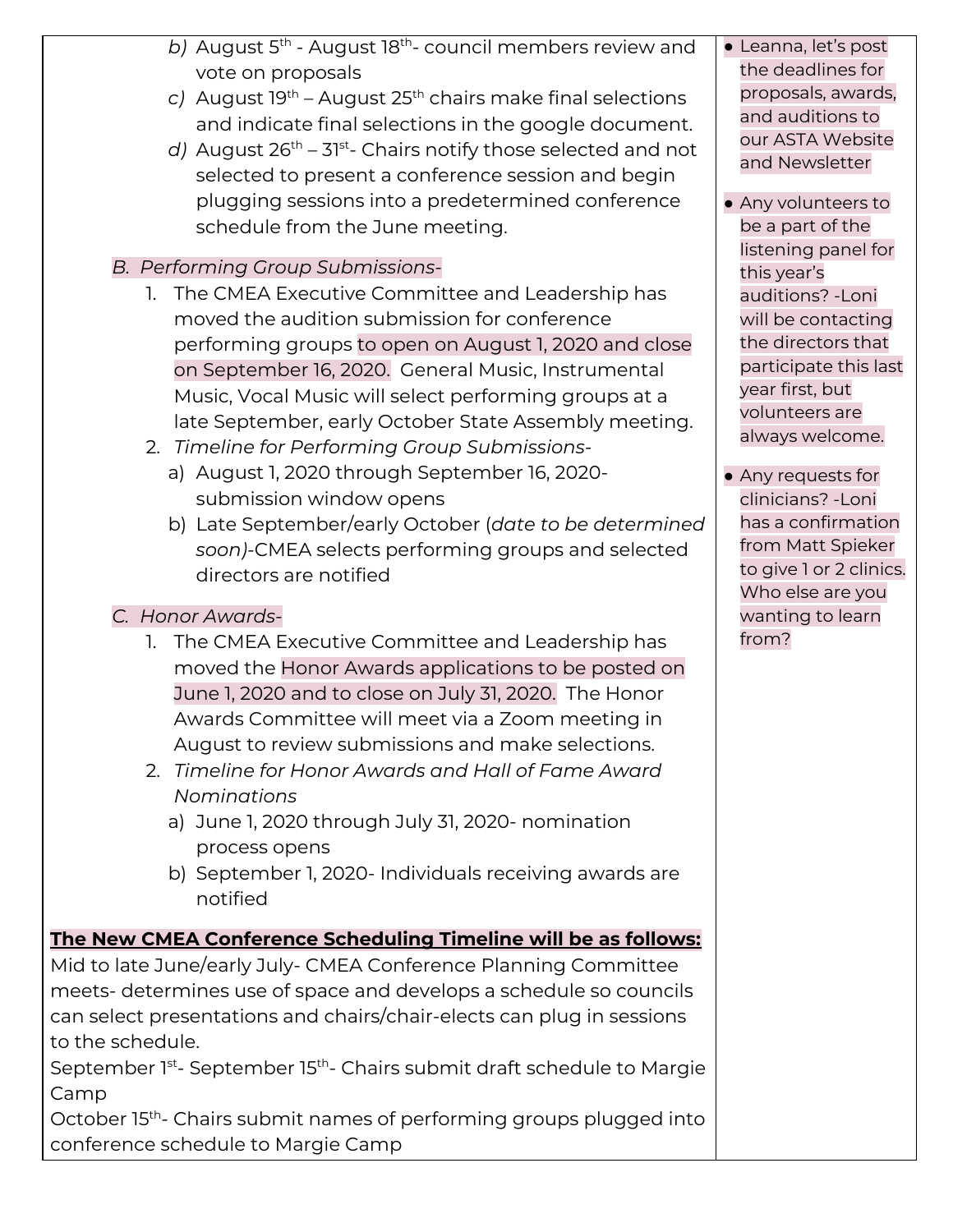b) August 5th - August 18th- council members review and vote on proposals

c) August 19th – August 25th chairs make final selections and indicate final selections in the google document.

d) August 26th – 31st- Chairs notify those selected and not selected to present a conference session and begin plugging sessions into a predetermined conference schedule from the June meeting.

*B. Performing Group Submissions-*

1. The CMEA Executive Committee and Leadership has moved the audition submission for conference performing groups to open on August 1, 2020 and close on September 16, 2020. General Music, Instrumental Music, Vocal Music will select performing groups at a late September, early October State Assembly meeting.
2. *Timeline for Performing Group Submissions-*
   a) August 1, 2020 through September 16, 2020- submission window opens
   b) Late September/early October (*date to be determined soon)*-CMEA selects performing groups and selected directors are notified

*C. Honor Awards-*

1. The CMEA Executive Committee and Leadership has moved the Honor Awards applications to be posted on June 1, 2020 and to close on July 31, 2020. The Honor Awards Committee will meet via a Zoom meeting in August to review submissions and make selections.
2. *Timeline for Honor Awards and Hall of Fame Award Nominations*
   a) June 1, 2020 through July 31, 2020- nomination process opens
   b) September 1, 2020- Individuals receiving awards are notified

**The New CMEA Conference Scheduling Timeline will be as follows:**

Mid to late June/early July- CMEA Conference Planning Committee meets- determines use of space and develops a schedule so councils can select presentations and chairs/chair-elects can plug in sessions to the schedule.

September 1st- September 15th- Chairs submit draft schedule to Margie Camp

October 15th- Chairs submit names of performing groups plugged into conference schedule to Margie Camp

- Leanna, let's post the deadlines for proposals, awards, and auditions to our ASTA Website and Newsletter
- Any volunteers to be a part of the listening panel for this year's auditions? -Loni will be contacting the directors that participate this last year first, but volunteers are always welcome.
- Any requests for clinicians? -Loni has a confirmation from Matt Spieker to give 1 or 2 clinics. Who else are you wanting to learn from?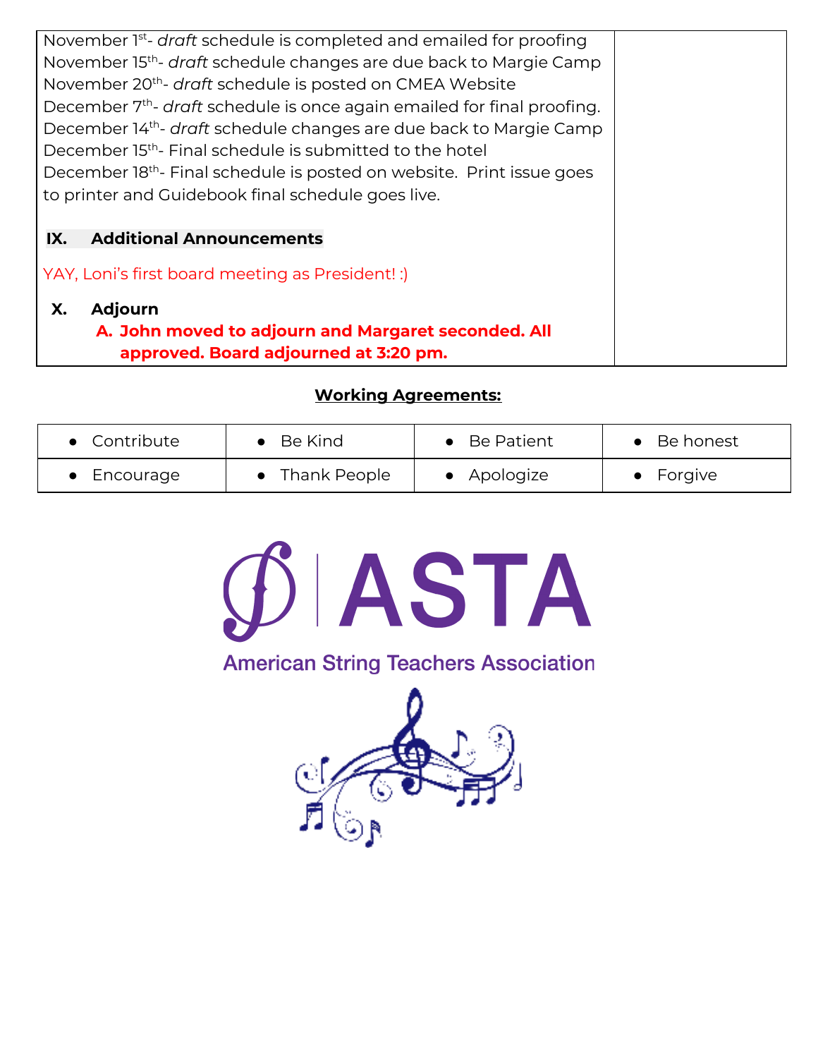November 1st- *draft* schedule is completed and emailed for proofing
November 15th- *draft* schedule changes are due back to Margie Camp
November 20th- *draft* schedule is posted on CMEA Website
December 7th- *draft* schedule is once again emailed for final proofing.
December 14th- *draft* schedule changes are due back to Margie Camp
December 15th- Final schedule is submitted to the hotel
December 18th- Final schedule is posted on website. Print issue goes to printer and Guidebook final schedule goes live.

## IX. Additional Announcements

YAY, Loni's first board meeting as President! :)

## X. Adjourn

A. **John moved to adjourn and Margaret seconded. All approved. Board adjourned at 3:20 pm.**

**Working Agreements:**

| | | | |
|---|---|---|---|
| • Contribute | • Be Kind | • Be Patient | • Be honest |
| • Encourage | • Thank People | • Apologize | • Forgive |

ASTA

American String Teachers Association